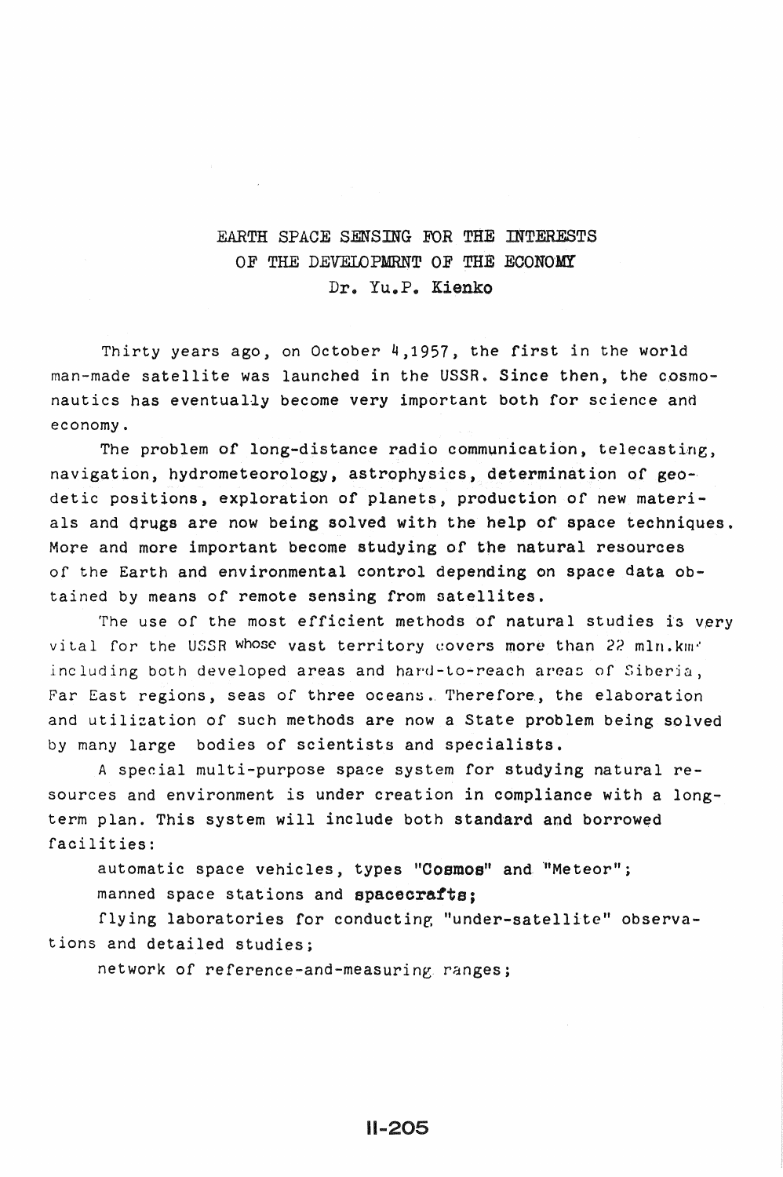# EARTH SPACE SENSING FOR THE INTERESTS OF THE DEVELOPMRNT OF THE ECONOMY

Dr. Yu.P. Kienko

Thirty years ago, on October 4,1957, the first in the world man-made satellite was launched in the USSR. Since then, the cosmonautics has eventually become very important both for science and economy.

The problem of long-distance radio communication, telecasting, navigation, hydrometeorology, astrophysics, determination of geodetic positions, exploration of planets, production of new materials and drugs are now being solved with the help of space techniques. More and more important become studying of the natural resources of the Earth and environmental control depending on space data obtained by means of remote sensing from satellites.

The use of the most efficient methods of natural studies is very vital for the USSR whose vast territory covers more than 22 mln.km$^2$ including both developed areas and hard-to-reach areas of Siberia, Far East regions, seas of three oceans. Therefore, the elaboration and utilization of such methods are now a State problem being solved by many large bodies of scientists and specialists.

A special multi-purpose space system for studying natural resources and environment is under creation in compliance with a long-term plan. This system will include both standard and borrowed facilities:

automatic space vehicles, types "Cosmos" and "Meteor";

manned space stations and **spacecrafts;**

flying laboratories for conducting "under-satellite" observations and detailed studies;

network of reference-and-measuring ranges;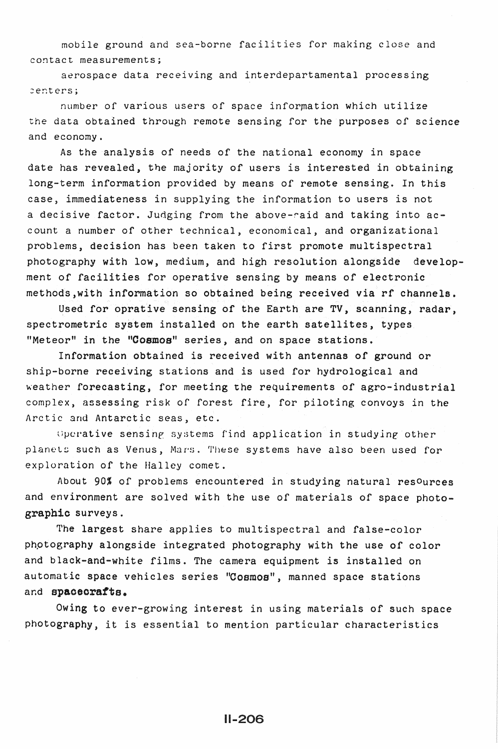mobile ground and sea-borne facilities for making close and contact measurements;

aerospace data receiving and interdepartamental processing centers;

number of various users of space information which utilize the data obtained through remote sensing for the purposes of science and economy.

As the analysis of needs of the national economy in space date has revealed, the majority of users is interested in obtaining long-term information provided by means of remote sensing. In this case, immediateness in supplying the information to users is not a decisive factor. Judging from the above-said and taking into account a number of other technical, economical, and organizational problems, decision has been taken to first promote multispectral photography with low, medium, and high resolution alongside development of facilities for operative sensing by means of electronic methods, with information so obtained being received via rf channels.

Used for oprative sensing of the Earth are TV, scanning, radar, spectrometric system installed on the earth satellites, types "Meteor" in the "Cosmos" series, and on space stations.

Information obtained is received with antennas of ground or ship-borne receiving stations and is used for hydrological and weather forecasting, for meeting the requirements of agro-industrial complex, assessing risk of forest fire, for piloting convoys in the Arctic and Antarctic seas, etc.

Operative sensing systems find application in studying other planets such as Venus, Mars. These systems have also been used for exploration of the Halley comet.

About 90% of problems encountered in studying natural resources and environment are solved with the use of materials of space photographic surveys.

The largest share applies to multispectral and false-color photography alongside integrated photography with the use of color and black-and-white films. The camera equipment is installed on automatic space vehicles series "Cosmos", manned space stations and spacecrafts.

Owing to ever-growing interest in using materials of such space photography, it is essential to mention particular characteristics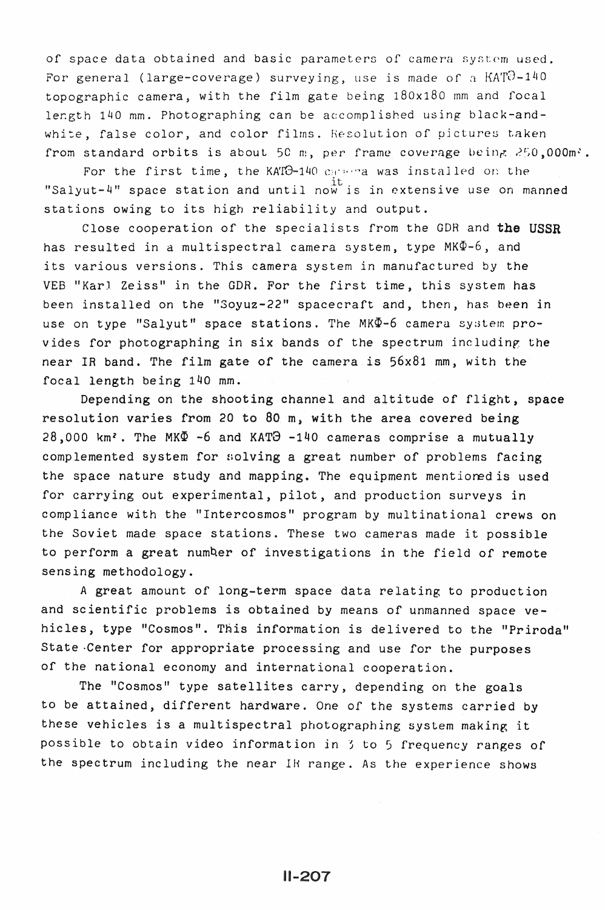of space data obtained and basic parameters of camera system used. For general (large-coverage) surveying, use is made of a KATЭ-140 topographic camera, with the film gate being 180x180 mm and focal length 140 mm. Photographing can be accomplished using black-and-white, false color, and color films. Resolution of pictures taken from standard orbits is about 50 m, per frame coverage being 250,000m².

For the first time, the KATЭ-140 camera was installed on the "Salyut-4" space station and until now it is in extensive use on manned stations owing to its high reliability and output.

Close cooperation of the specialists from the GDR and **the USSR** has resulted in a multispectral camera system, type MKФ-6, and its various versions. This camera system in manufactured by the VEB "Karl Zeiss" in the GDR. For the first time, this system has been installed on the "Soyuz-22" spacecraft and, then, has been in use on type "Salyut" space stations. The MKФ-6 camera system provides for photographing in six bands of the spectrum including the near IR band. The film gate of the camera is 56x81 mm, with the focal length being 140 mm.

Depending on the shooting channel and altitude of flight, space resolution varies from 20 to 80 m, with the area covered being 28,000 km². The MKФ -6 and KATЭ -140 cameras comprise a mutually complemented system for solving a great number of problems facing the space nature study and mapping. The equipment mentioned is used for carrying out experimental, pilot, and production surveys in compliance with the "Intercosmos" program by multinational crews on the Soviet made space stations. These two cameras made it possible to perform a great number of investigations in the field of remote sensing methodology.

A great amount of long-term space data relating to production and scientific problems is obtained by means of unmanned space vehicles, type "Cosmos". This information is delivered to the "Priroda" State Center for appropriate processing and use for the purposes of the national economy and international cooperation.

The "Cosmos" type satellites carry, depending on the goals to be attained, different hardware. One of the systems carried by these vehicles is a multispectral photographing system making it possible to obtain video information in 3 to 5 frequency ranges of the spectrum including the near IR range. As the experience shows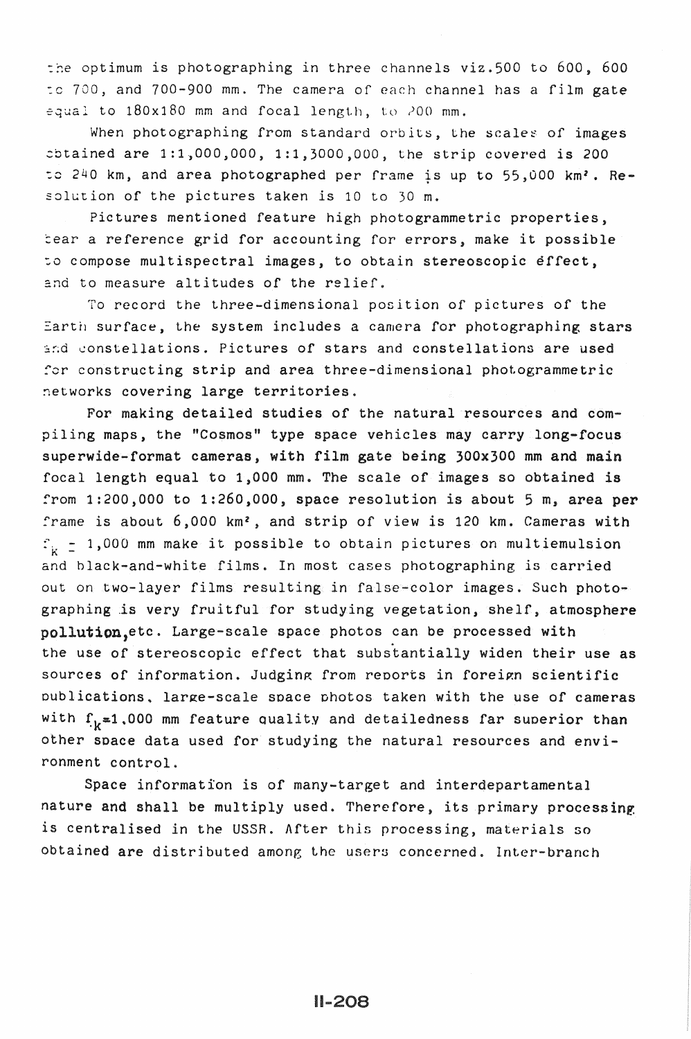the optimum is photographing in three channels viz.500 to 600, 600 to 700, and 700-900 mm. The camera of each channel has a film gate equal to 180x180 mm and focal length, to 200 mm.

When photographing from standard orbits, the scales of images obtained are 1:1,000,000, 1:1,3000,000, the strip covered is 200 to 240 km, and area photographed per frame is up to 55,000 km². Resolution of the pictures taken is 10 to 30 m.

Pictures mentioned feature high photogrammetric properties, bear a reference grid for accounting for errors, make it possible to compose multispectral images, to obtain stereoscopic effect, and to measure altitudes of the relief.

To record the three-dimensional position of pictures of the Earth surface, the system includes a camera for photographing stars and constellations. Pictures of stars and constellations are used for constructing strip and area three-dimensional photogrammetric networks covering large territories.

For making detailed studies of the natural resources and compiling maps, the "Cosmos" type space vehicles may carry long-focus superwide-format cameras, with film gate being 300x300 mm and main focal length equal to 1,000 mm. The scale of images so obtained is from 1:200,000 to 1:260,000, space resolution is about 5 m, area per frame is about 6,000 km², and strip of view is 120 km. Cameras with $f_k = 1{,}000$ mm make it possible to obtain pictures on multiemulsion and black-and-white films. In most cases photographing is carried out on two-layer films resulting in false-color images. Such photographing is very fruitful for studying vegetation, shelf, atmosphere pollution,etc. Large-scale space photos can be processed with the use of stereoscopic effect that substantially widen their use as sources of information. Judging from reports in foreign scientific publications, large-scale space photos taken with the use of cameras with $f_k$=1,000 mm feature quality and detailedness far superior than other space data used for studying the natural resources and environment control.

Space information is of many-target and interdepartamental nature and shall be multiply used. Therefore, its primary processing is centralised in the USSR. After this processing, materials so obtained are distributed among the users concerned. Inter-branch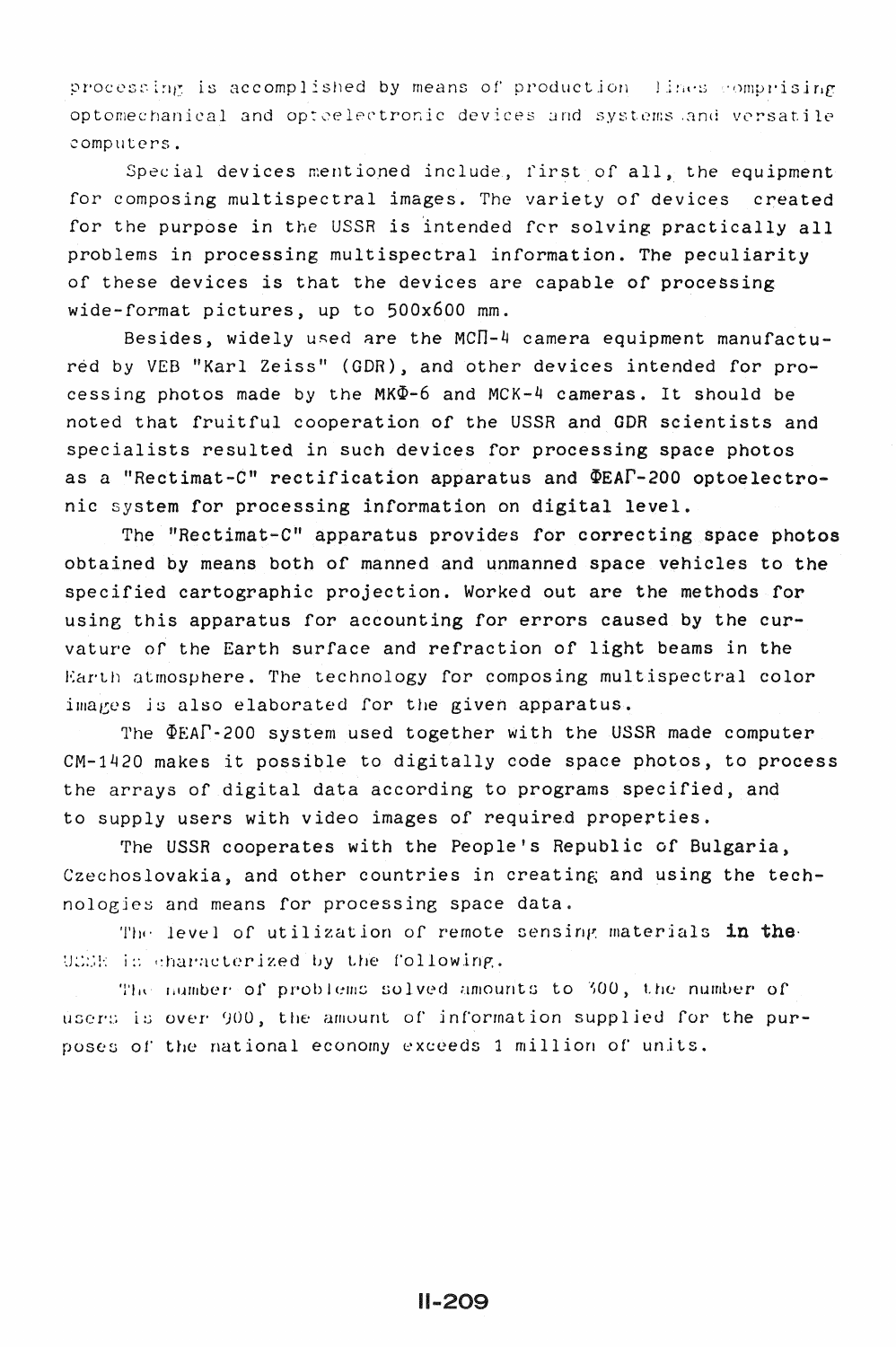processing is accomplished by means of production lines comprising optomechanical and optoelectronic devices and systems and versatile computers.

Special devices mentioned include, first of all, the equipment for composing multispectral images. The variety of devices created for the purpose in the USSR is intended for solving practically all problems in processing multispectral information. The peculiarity of these devices is that the devices are capable of processing wide-format pictures, up to 500x600 mm.

Besides, widely used are the МСП-4 camera equipment manufactured by VEB "Karl Zeiss" (GDR), and other devices intended for processing photos made by the МКФ-6 and МСК-4 cameras. It should be noted that fruitful cooperation of the USSR and GDR scientists and specialists resulted in such devices for processing space photos as a "Rectimat-C" rectification apparatus and ФЕАГ-200 optoelectronic system for processing information on digital level.

The "Rectimat-C" apparatus provides for correcting space photos obtained by means both of manned and unmanned space vehicles to the specified cartographic projection. Worked out are the methods for using this apparatus for accounting for errors caused by the curvature of the Earth surface and refraction of light beams in the Earth atmosphere. The technology for composing multispectral color images is also elaborated for the given apparatus.

The ФЕАГ-200 system used together with the USSR made computer CM-1420 makes it possible to digitally code space photos, to process the arrays of digital data according to programs specified, and to supply users with video images of required properties.

The USSR cooperates with the People's Republic of Bulgaria, Czechoslovakia, and other countries in creating and using the technologies and means for processing space data.

The level of utilization of remote sensing materials in the USSR is characterized by the following.

The number of problems solved amounts to 300, the number of users is over 900, the amount of information supplied for the purposes of the national economy exceeds 1 million of units.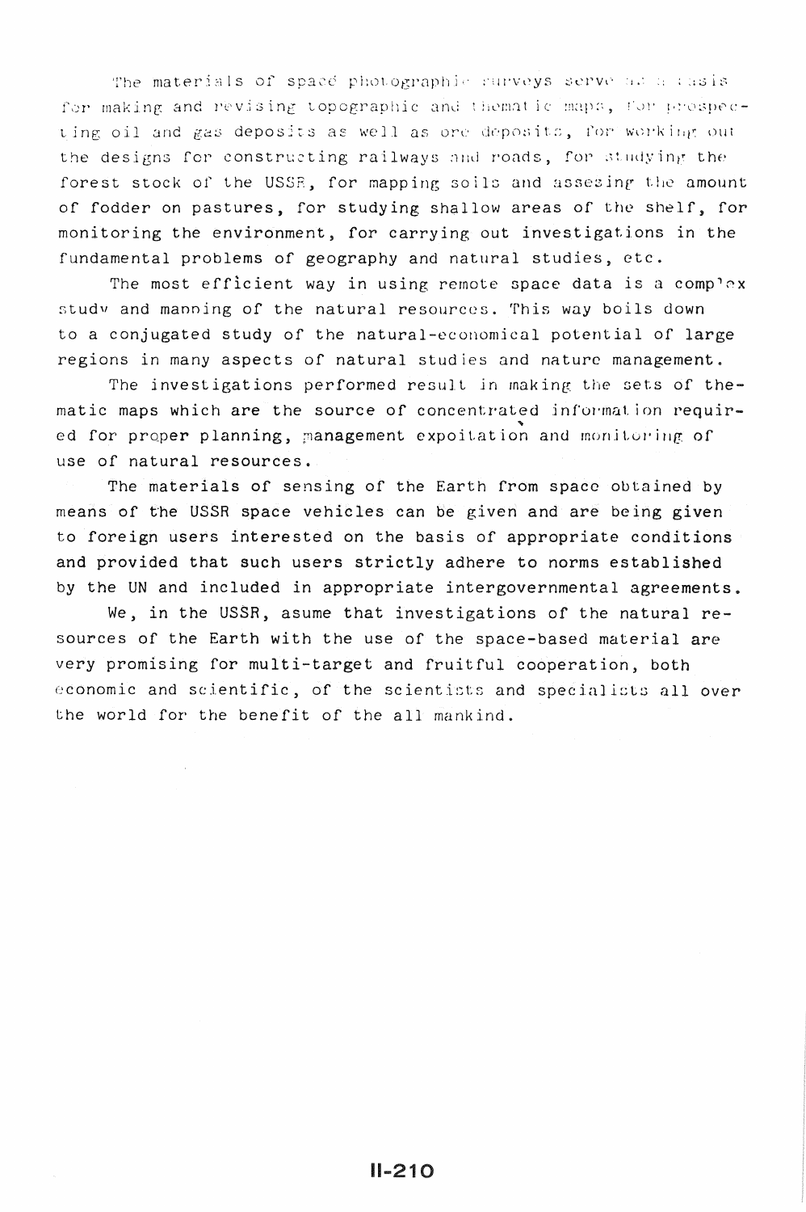The materials of space photographic surveys serve as a basis for making and revising topographic and thematic maps, for prospecting oil and gas deposits as well as ore deposits, for working out the designs for constructing railways and roads, for studying the forest stock of the USSR, for mapping soils and assesing the amount of fodder on pastures, for studying shallow areas of the shelf, for monitoring the environment, for carrying out investigations in the fundamental problems of geography and natural studies, etc.

The most efficient way in using remote space data is a complex study and mapping of the natural resources. This way boils down to a conjugated study of the natural-economical potential of large regions in many aspects of natural studies and nature management.

The investigations performed result in making the sets of thematic maps which are the source of concentrated information required for proper planning, management expoitation and monitoring of use of natural resources.

The materials of sensing of the Earth from space obtained by means of the USSR space vehicles can be given and are being given to foreign users interested on the basis of appropriate conditions and provided that such users strictly adhere to norms established by the UN and included in appropriate intergovernmental agreements.

We, in the USSR, asume that investigations of the natural resources of the Earth with the use of the space-based material are very promising for multi-target and fruitful cooperation, both economic and scientific, of the scientists and specialists all over the world for the benefit of the all mankind.